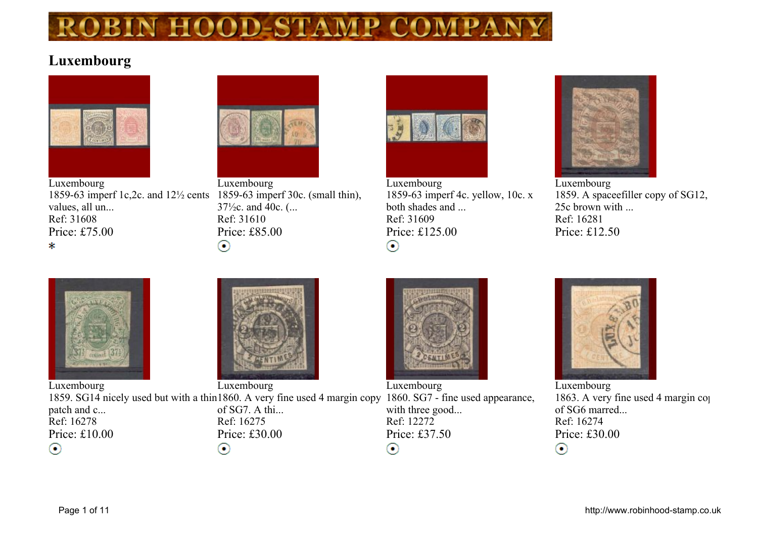# ROBIN HOOD STAMP COMPANY

## Luxembourg

Luxembourg
1859-63 imperf 1c,2c. and 12½ cents values, all un...
Ref: 31608
Price: £75.00

Luxembourg
1859-63 imperf 30c. (small thin), 37½c. and 40c. (...
Ref: 31610
Price: £85.00

Luxembourg
1859-63 imperf 4c. yellow, 10c. x both shades and ...
Ref: 31609
Price: £125.00

Luxembourg
1859. A spaceefiller copy of SG12, 25c brown with ...
Ref: 16281
Price: £12.50

Luxembourg
1859. SG14 nicely used but with a thin patch and c...
Ref: 16278
Price: £10.00

Luxembourg
1860. A very fine used 4 margin copy of SG7. A thi...
Ref: 16275
Price: £30.00

Luxembourg
1860. SG7 - fine used appearance, with three good...
Ref: 12272
Price: £37.50

Luxembourg
1863. A very fine used 4 margin copy of SG6 marred...
Ref: 16274
Price: £30.00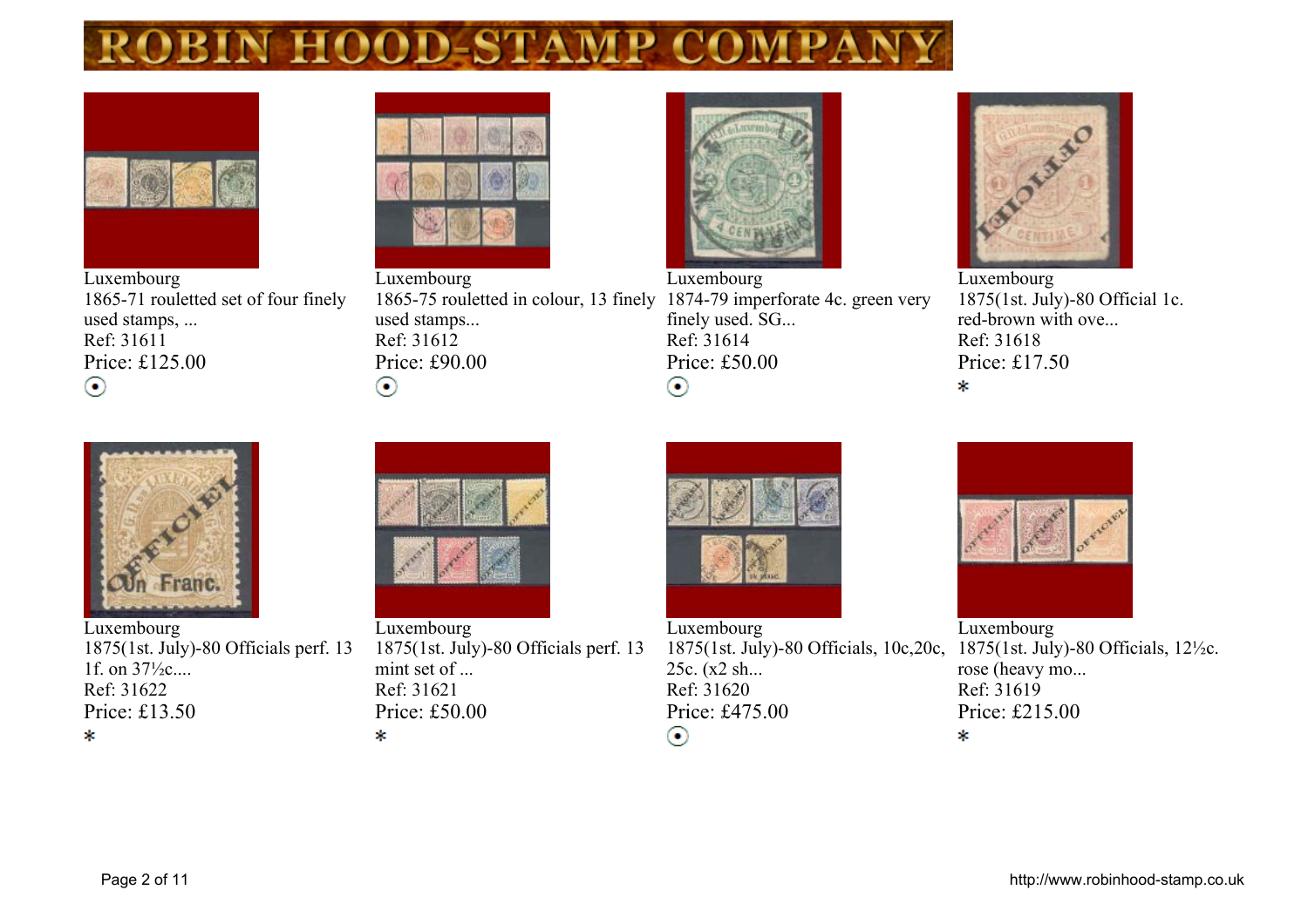# ROBIN HOOD STAMP COMPANY

Luxembourg
1865-71 rouletted set of four finely used stamps, ...
Ref: 31611
Price: £125.00

Luxembourg
1865-75 rouletted in colour, 13 finely used stamps...
Ref: 31612
Price: £90.00

Luxembourg
1874-79 imperforate 4c. green very finely used. SG...
Ref: 31614
Price: £50.00

Luxembourg
1875(1st. July)-80 Official 1c. red-brown with ove...
Ref: 31618
Price: £17.50
*

Luxembourg
1875(1st. July)-80 Officials perf. 13 1f. on 37½c....
Ref: 31622
Price: £13.50
*

Luxembourg
1875(1st. July)-80 Officials perf. 13 mint set of ...
Ref: 31621
Price: £50.00
*

Luxembourg
1875(1st. July)-80 Officials, 10c,20c, 25c. (x2 sh...
Ref: 31620
Price: £475.00

Luxembourg
1875(1st. July)-80 Officials, 12½c. rose (heavy mo...
Ref: 31619
Price: £215.00
*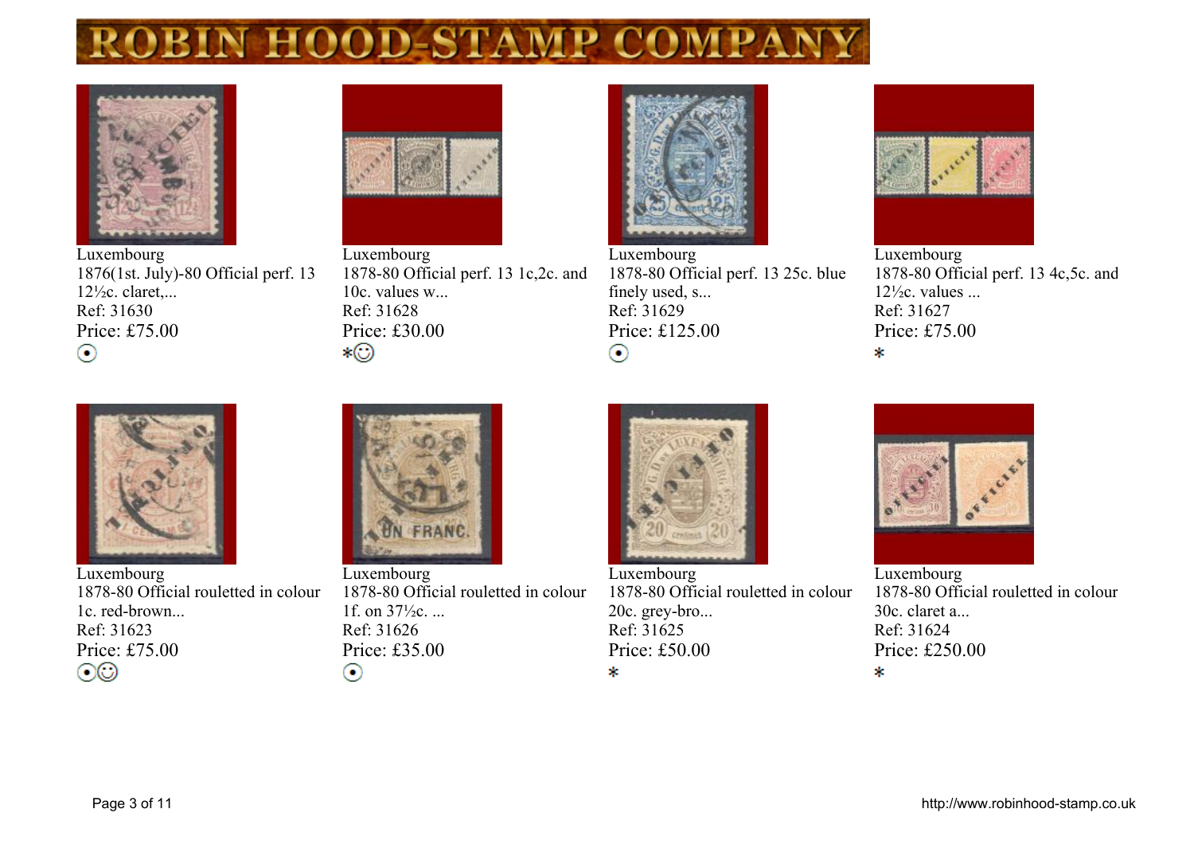# ROBIN HOOD STAMP COMPANY

Luxembourg
1876(1st. July)-80 Official perf. 13 12½c. claret,...
Ref: 31630
Price: £75.00
⊙

Luxembourg
1878-80 Official perf. 13 1c,2c. and 10c. values w...
Ref: 31628
Price: £30.00
*☺

Luxembourg
1878-80 Official perf. 13 25c. blue finely used, s...
Ref: 31629
Price: £125.00
⊙

Luxembourg
1878-80 Official perf. 13 4c,5c. and 12½c. values ...
Ref: 31627
Price: £75.00
*

Luxembourg
1878-80 Official rouletted in colour 1c. red-brown...
Ref: 31623
Price: £75.00
⊙☺

Luxembourg
1878-80 Official rouletted in colour 1f. on 37½c. ...
Ref: 31626
Price: £35.00
⊙

Luxembourg
1878-80 Official rouletted in colour 20c. grey-bro...
Ref: 31625
Price: £50.00
*

Luxembourg
1878-80 Official rouletted in colour 30c. claret a...
Ref: 31624
Price: £250.00
*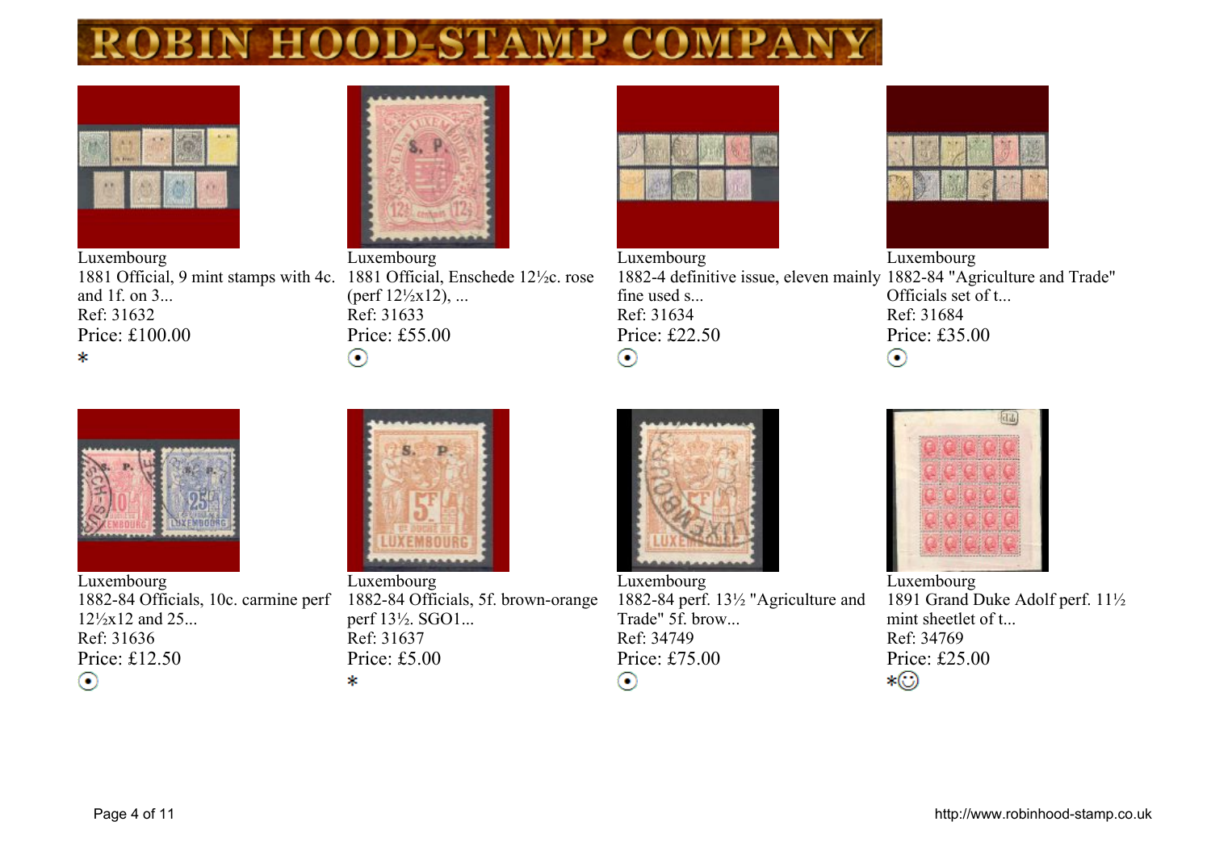# ROBIN HOOD STAMP COMPANY

Luxembourg
1881 Official, 9 mint stamps with 4c. and 1f. on 3...
Ref: 31632
Price: £100.00
*

Luxembourg
1881 Official, Enschede 12½c. rose (perf 12½x12), ...
Ref: 31633
Price: £55.00
⊙

Luxembourg
1882-4 definitive issue, eleven mainly fine used s...
Ref: 31634
Price: £22.50
⊙

Luxembourg
1882-84 "Agriculture and Trade" Officials set of t...
Ref: 31684
Price: £35.00
⊙

Luxembourg
1882-84 Officials, 10c. carmine perf 12½x12 and 25...
Ref: 31636
Price: £12.50
⊙

Luxembourg
1882-84 Officials, 5f. brown-orange perf 13½. SGO1...
Ref: 31637
Price: £5.00
*

Luxembourg
1882-84 perf. 13½ "Agriculture and Trade" 5f. brow...
Ref: 34749
Price: £75.00
⊙

Luxembourg
1891 Grand Duke Adolf perf. 11½ mint sheetlet of t...
Ref: 34769
Price: £25.00
*☺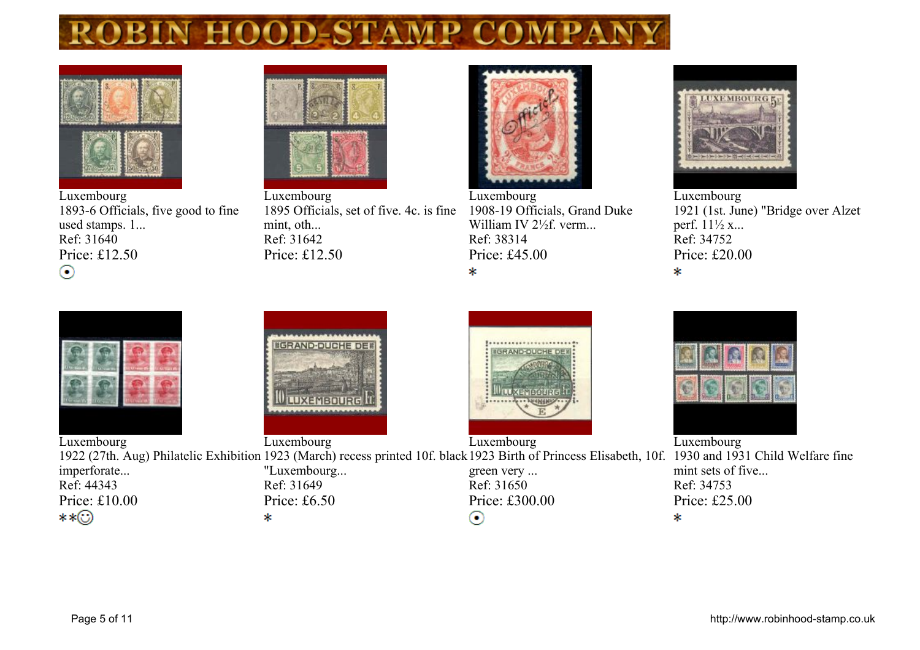# ROBIN HOOD STAMP COMPANY

Luxembourg
1893-6 Officials, five good to fine used stamps. 1...
Ref: 31640
Price: £12.50

Luxembourg
1895 Officials, set of five. 4c. is fine mint, oth...
Ref: 31642
Price: £12.50

Luxembourg
1908-19 Officials, Grand Duke William IV 2½f. verm...
Ref: 38314
Price: £45.00
*

Luxembourg
1921 (1st. June) "Bridge over Alzet perf. 11½ x...
Ref: 34752
Price: £20.00
*

Luxembourg
1922 (27th. Aug) Philatelic Exhibition imperforate...
Ref: 44343
Price: £10.00
**

Luxembourg
1923 (March) recess printed 10f. black "Luxembourg...
Ref: 31649
Price: £6.50
*

Luxembourg
1923 Birth of Princess Elisabeth, 10f. green very ...
Ref: 31650
Price: £300.00

Luxembourg
1930 and 1931 Child Welfare fine mint sets of five...
Ref: 34753
Price: £25.00
*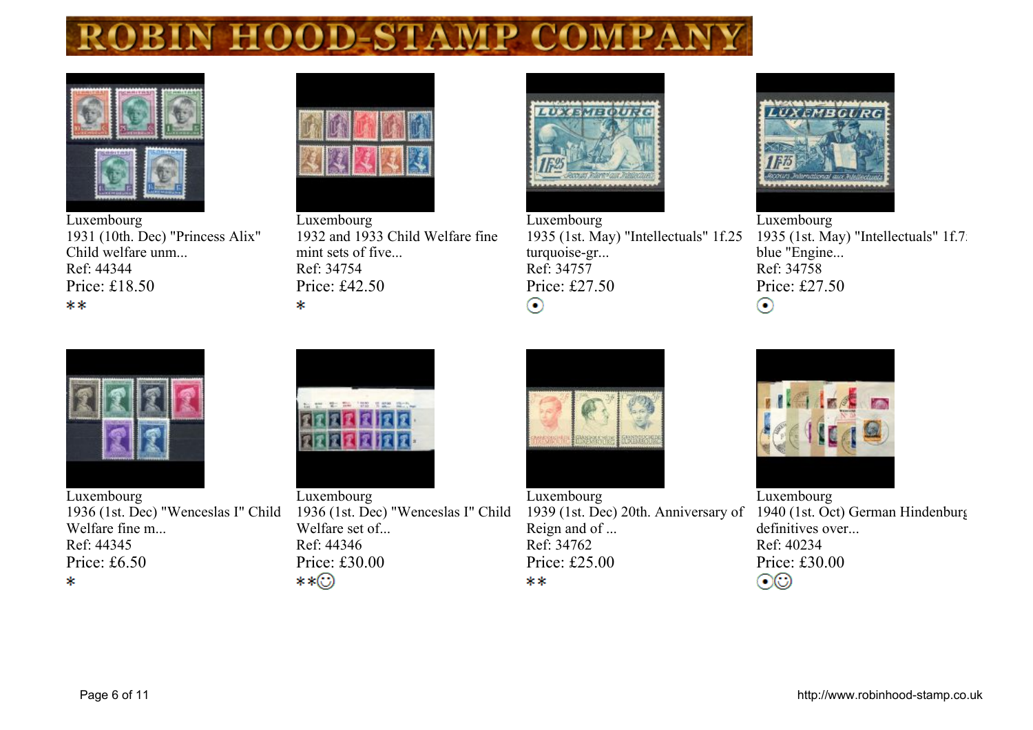# ROBIN HOOD STAMP COMPANY

Luxembourg
1931 (10th. Dec) "Princess Alix" Child welfare unm...
Ref: 44344
Price: £18.50
**

Luxembourg
1932 and 1933 Child Welfare fine mint sets of five...
Ref: 34754
Price: £42.50
*

Luxembourg
1935 (1st. May) "Intellectuals" 1f.25 turquoise-gr...
Ref: 34757
Price: £27.50
⊙

Luxembourg
1935 (1st. May) "Intellectuals" 1f.75 blue "Engine...
Ref: 34758
Price: £27.50
⊙

Luxembourg
1936 (1st. Dec) "Wenceslas I" Child Welfare fine m...
Ref: 44345
Price: £6.50
*

Luxembourg
1936 (1st. Dec) "Wenceslas I" Child Welfare set of...
Ref: 44346
Price: £30.00
**☺

Luxembourg
1939 (1st. Dec) 20th. Anniversary of Reign and of ...
Ref: 34762
Price: £25.00
**

Luxembourg
1940 (1st. Oct) German Hindenburg definitives over...
Ref: 40234
Price: £30.00
⊙☺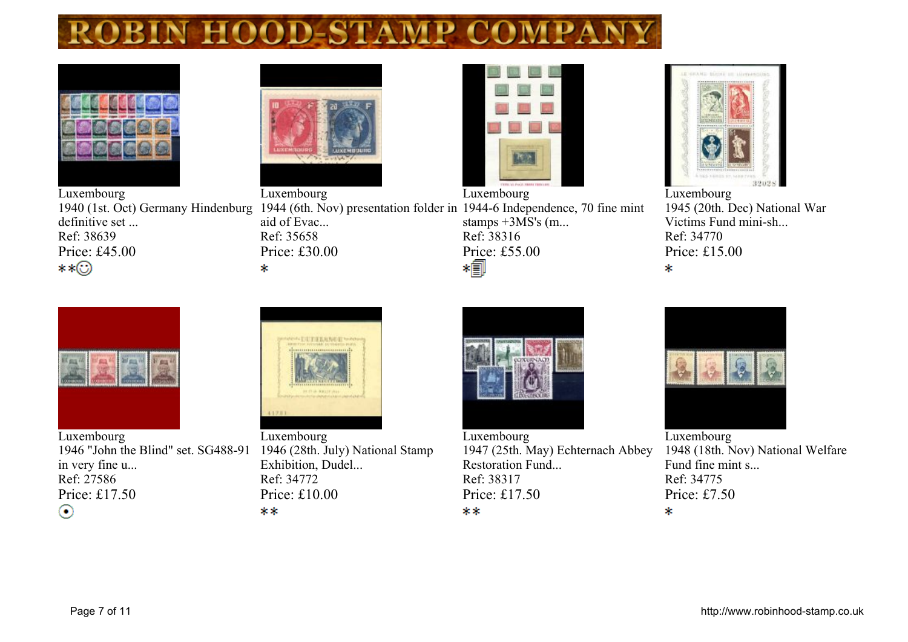# ROBIN HOOD STAMP COMPANY

Luxembourg
1940 (1st. Oct) Germany Hindenburg definitive set ...
Ref: 38639
Price: £45.00
**

Luxembourg
1944 (6th. Nov) presentation folder in aid of Evac...
Ref: 35658
Price: £30.00
*

Luxembourg
1944-6 Independence, 70 fine mint stamps +3MS's (m...
Ref: 38316
Price: £55.00
*

Luxembourg
1945 (20th. Dec) National War Victims Fund mini-sh...
Ref: 34770
Price: £15.00
*

Luxembourg
1946 "John the Blind" set. SG488-91 in very fine u...
Ref: 27586
Price: £17.50

Luxembourg
1946 (28th. July) National Stamp Exhibition, Dudel...
Ref: 34772
Price: £10.00
**

Luxembourg
1947 (25th. May) Echternach Abbey Restoration Fund...
Ref: 38317
Price: £17.50
**

Luxembourg
1948 (18th. Nov) National Welfare Fund fine mint s...
Ref: 34775
Price: £7.50
*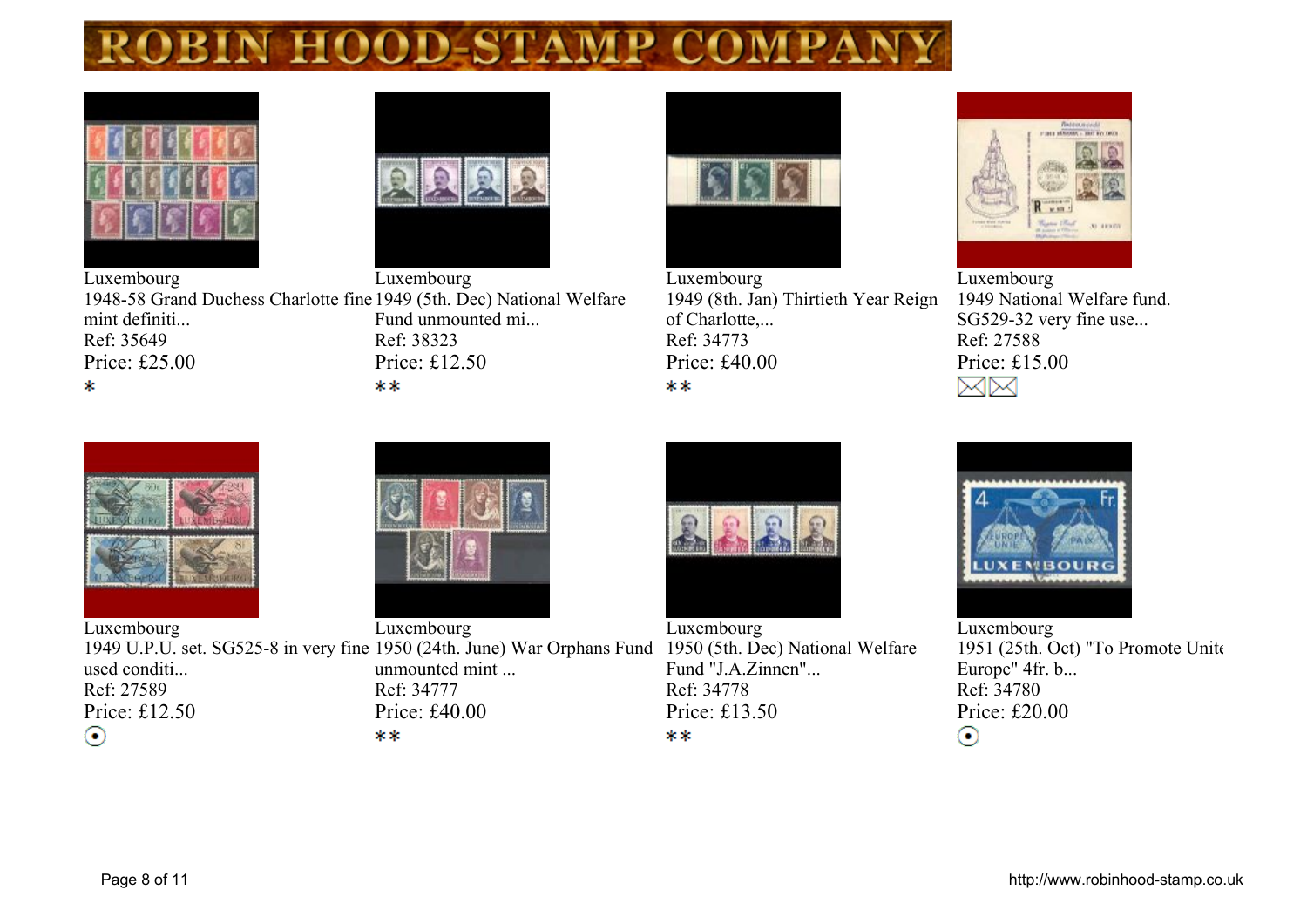# ROBIN HOOD STAMP COMPANY

Luxembourg
1948-58 Grand Duchess Charlotte fine mint definiti...
Ref: 35649
Price: £25.00
*

Luxembourg
1949 (5th. Dec) National Welfare Fund unmounted mi...
Ref: 38323
Price: £12.50
**

Luxembourg
1949 (8th. Jan) Thirtieth Year Reign of Charlotte,...
Ref: 34773
Price: £40.00
**

Luxembourg
1949 National Welfare fund. SG529-32 very fine use...
Ref: 27588
Price: £15.00

Luxembourg
1949 U.P.U. set. SG525-8 in very fine used conditi...
Ref: 27589
Price: £12.50

Luxembourg
1950 (24th. June) War Orphans Fund unmounted mint ...
Ref: 34777
Price: £40.00
**

Luxembourg
1950 (5th. Dec) National Welfare Fund "J.A.Zinnen"...
Ref: 34778
Price: £13.50
**

Luxembourg
1951 (25th. Oct) "To Promote United Europe" 4fr. b...
Ref: 34780
Price: £20.00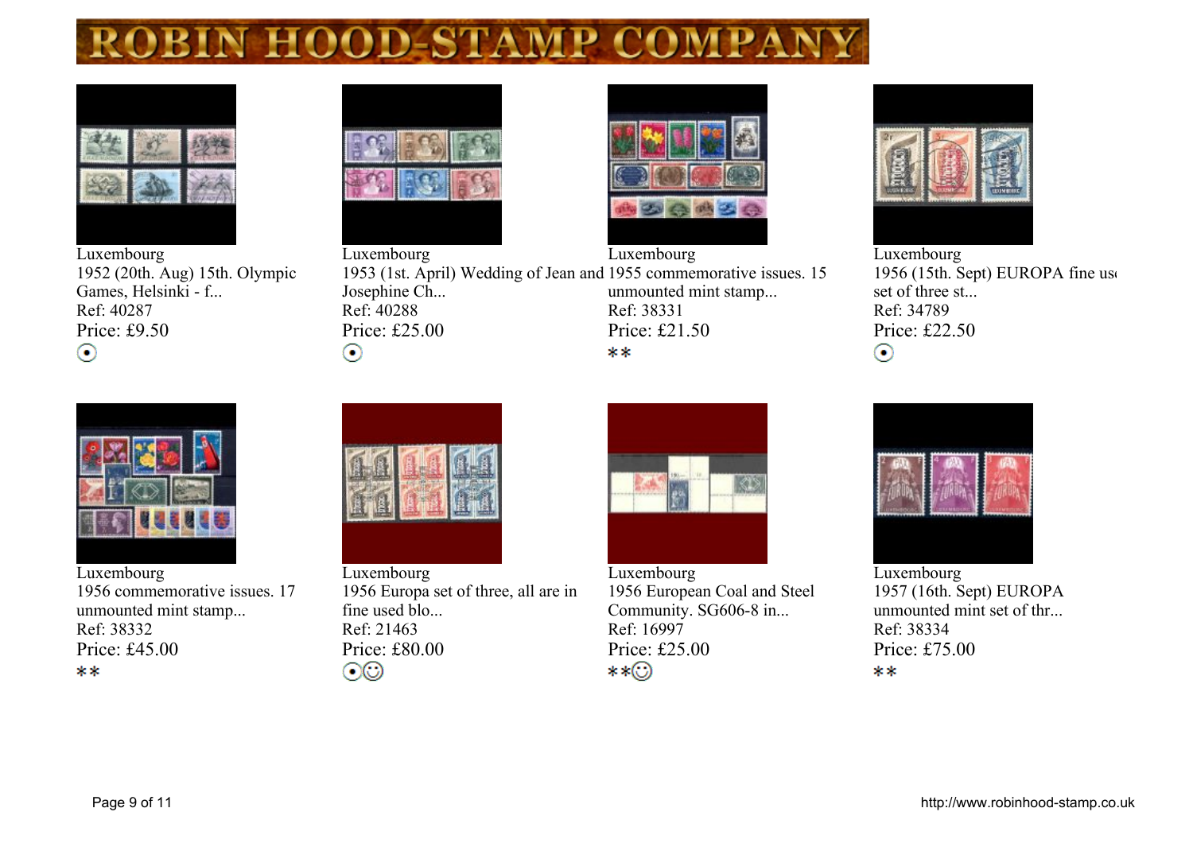# ROBIN HOOD STAMP COMPANY

Luxembourg
1952 (20th. Aug) 15th. Olympic Games, Helsinki - f...
Ref: 40287
Price: £9.50
⊙

Luxembourg
1953 (1st. April) Wedding of Jean and Josephine Ch...
Ref: 40288
Price: £25.00
⊙

Luxembourg
1955 commemorative issues. 15 unmounted mint stamp...
Ref: 38331
Price: £21.50
**

Luxembourg
1956 (15th. Sept) EUROPA fine used set of three st...
Ref: 34789
Price: £22.50
⊙

Luxembourg
1956 commemorative issues. 17 unmounted mint stamp...
Ref: 38332
Price: £45.00
**

Luxembourg
1956 Europa set of three, all are in fine used blo...
Ref: 21463
Price: £80.00
⊙☺

Luxembourg
1956 European Coal and Steel Community. SG606-8 in...
Ref: 16997
Price: £25.00
**☺

Luxembourg
1957 (16th. Sept) EUROPA unmounted mint set of thr...
Ref: 38334
Price: £75.00
**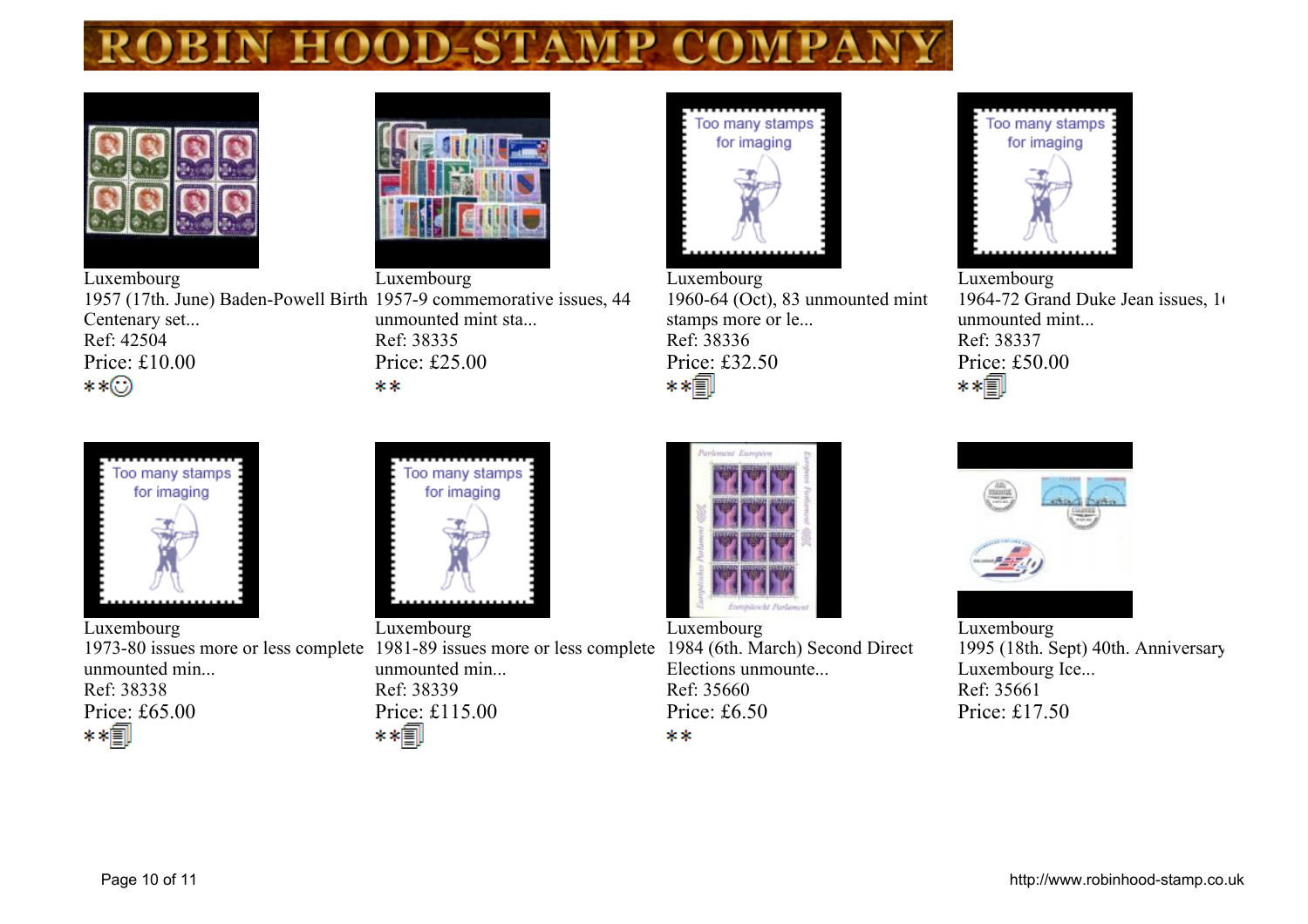# ROBIN HOOD STAMP COMPANY

Luxembourg
1957 (17th. June) Baden-Powell Birth Centenary set...
Ref: 42504
Price: £10.00
**

Luxembourg
1957-9 commemorative issues, 44 unmounted mint sta...
Ref: 38335
Price: £25.00
**

Too many stamps for imaging

Luxembourg
1960-64 (Oct), 83 unmounted mint stamps more or le...
Ref: 38336
Price: £32.50
**

Too many stamps for imaging

Luxembourg
1964-72 Grand Duke Jean issues, 1 unmounted mint...
Ref: 38337
Price: £50.00
**

Too many stamps for imaging

Luxembourg
1973-80 issues more or less complete unmounted min...
Ref: 38338
Price: £65.00
**

Too many stamps for imaging

Luxembourg
1981-89 issues more or less complete unmounted min...
Ref: 38339
Price: £115.00
**

Luxembourg
1984 (6th. March) Second Direct Elections unmounte...
Ref: 35660
Price: £6.50
**

Luxembourg
1995 (18th. Sept) 40th. Anniversary Luxembourg Ice...
Ref: 35661
Price: £17.50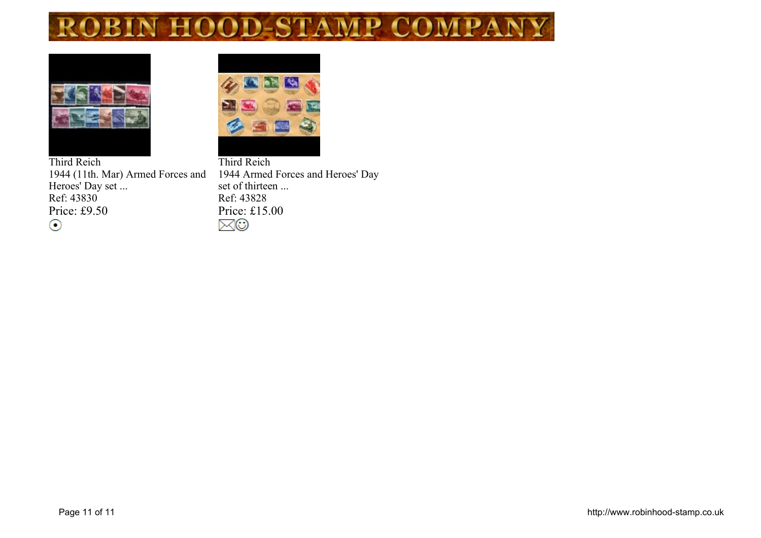# ROBIN HOOD-STAMP COMPANY

Third Reich
1944 (11th. Mar) Armed Forces and Heroes' Day set ...
Ref: 43830
Price: £9.50

Third Reich
1944 Armed Forces and Heroes' Day set of thirteen ...
Ref: 43828
Price: £15.00

http://www.robinhood-stamp.co.uk